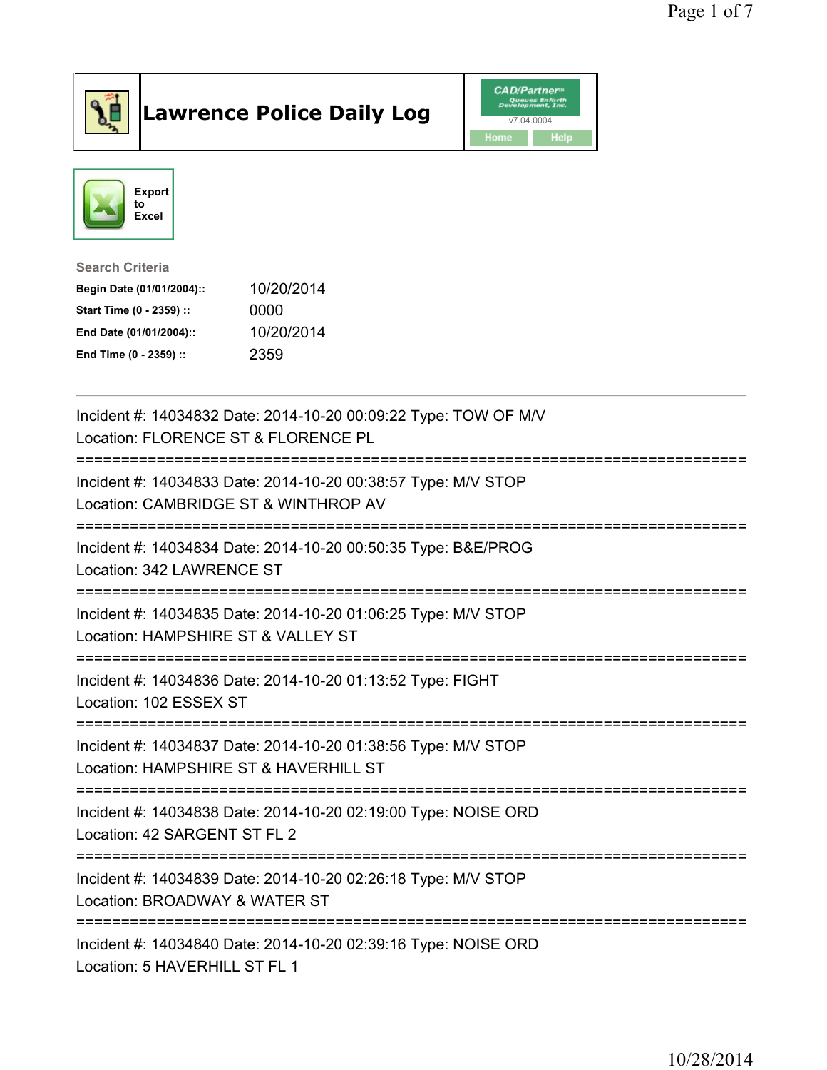# Lawrence Police Daily Log

Export to Excel

### Search Criteria

| | |
|---|---|
| **Begin Date (01/01/2004)::** | 10/20/2014 |
| **Start Time (0 - 2359) ::** | 0000 |
| **End Date (01/01/2004)::** | 10/20/2014 |
| **End Time (0 - 2359) ::** | 2359 |

---

Incident #: 14034832 Date: 2014-10-20 00:09:22 Type: TOW OF M/V
Location: FLORENCE ST & FLORENCE PL

===========================================================================

Incident #: 14034833 Date: 2014-10-20 00:38:57 Type: M/V STOP
Location: CAMBRIDGE ST & WINTHROP AV

===========================================================================

Incident #: 14034834 Date: 2014-10-20 00:50:35 Type: B&E/PROG
Location: 342 LAWRENCE ST

===========================================================================

Incident #: 14034835 Date: 2014-10-20 01:06:25 Type: M/V STOP
Location: HAMPSHIRE ST & VALLEY ST

===========================================================================

Incident #: 14034836 Date: 2014-10-20 01:13:52 Type: FIGHT
Location: 102 ESSEX ST

===========================================================================

Incident #: 14034837 Date: 2014-10-20 01:38:56 Type: M/V STOP
Location: HAMPSHIRE ST & HAVERHILL ST

===========================================================================

Incident #: 14034838 Date: 2014-10-20 02:19:00 Type: NOISE ORD
Location: 42 SARGENT ST FL 2

===========================================================================

Incident #: 14034839 Date: 2014-10-20 02:26:18 Type: M/V STOP
Location: BROADWAY & WATER ST

===========================================================================

Incident #: 14034840 Date: 2014-10-20 02:39:16 Type: NOISE ORD
Location: 5 HAVERHILL ST FL 1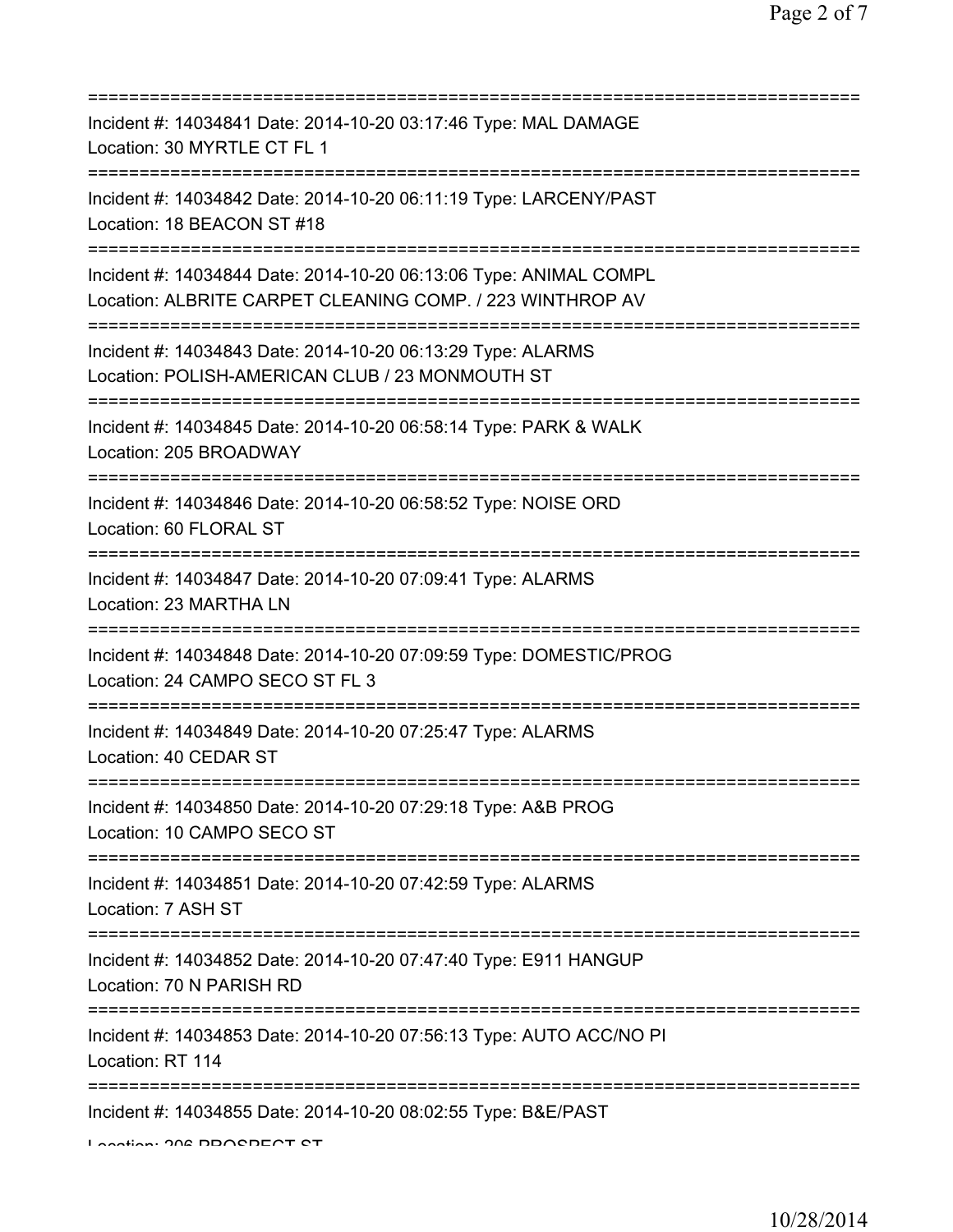===========================================================================
Incident #: 14034841 Date: 2014-10-20 03:17:46 Type: MAL DAMAGE
Location: 30 MYRTLE CT FL 1
===========================================================================
Incident #: 14034842 Date: 2014-10-20 06:11:19 Type: LARCENY/PAST
Location: 18 BEACON ST #18
===========================================================================
Incident #: 14034844 Date: 2014-10-20 06:13:06 Type: ANIMAL COMPL
Location: ALBRITE CARPET CLEANING COMP. / 223 WINTHROP AV
===========================================================================
Incident #: 14034843 Date: 2014-10-20 06:13:29 Type: ALARMS
Location: POLISH-AMERICAN CLUB / 23 MONMOUTH ST
===========================================================================
Incident #: 14034845 Date: 2014-10-20 06:58:14 Type: PARK & WALK
Location: 205 BROADWAY
===========================================================================
Incident #: 14034846 Date: 2014-10-20 06:58:52 Type: NOISE ORD
Location: 60 FLORAL ST
===========================================================================
Incident #: 14034847 Date: 2014-10-20 07:09:41 Type: ALARMS
Location: 23 MARTHA LN
===========================================================================
Incident #: 14034848 Date: 2014-10-20 07:09:59 Type: DOMESTIC/PROG
Location: 24 CAMPO SECO ST FL 3
===========================================================================
Incident #: 14034849 Date: 2014-10-20 07:25:47 Type: ALARMS
Location: 40 CEDAR ST
===========================================================================
Incident #: 14034850 Date: 2014-10-20 07:29:18 Type: A&B PROG
Location: 10 CAMPO SECO ST
===========================================================================
Incident #: 14034851 Date: 2014-10-20 07:42:59 Type: ALARMS
Location: 7 ASH ST
===========================================================================
Incident #: 14034852 Date: 2014-10-20 07:47:40 Type: E911 HANGUP
Location: 70 N PARISH RD
===========================================================================
Incident #: 14034853 Date: 2014-10-20 07:56:13 Type: AUTO ACC/NO PI
Location: RT 114
===========================================================================
Incident #: 14034855 Date: 2014-10-20 08:02:55 Type: B&E/PAST
Location: 206 PROSPECT ST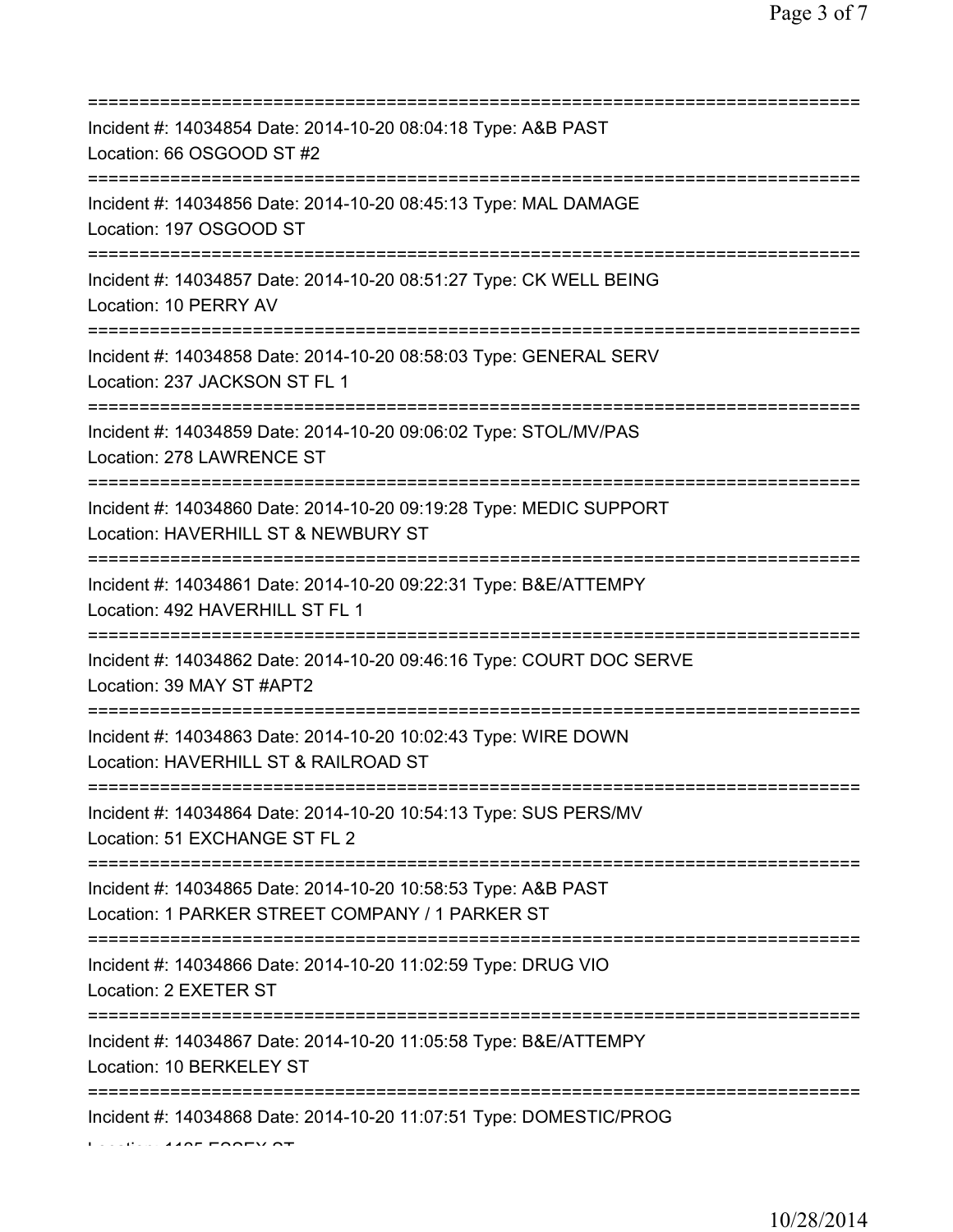===========================================================================
Incident #: 14034854 Date: 2014-10-20 08:04:18 Type: A&B PAST
Location: 66 OSGOOD ST #2
===========================================================================
Incident #: 14034856 Date: 2014-10-20 08:45:13 Type: MAL DAMAGE
Location: 197 OSGOOD ST
===========================================================================
Incident #: 14034857 Date: 2014-10-20 08:51:27 Type: CK WELL BEING
Location: 10 PERRY AV
===========================================================================
Incident #: 14034858 Date: 2014-10-20 08:58:03 Type: GENERAL SERV
Location: 237 JACKSON ST FL 1
===========================================================================
Incident #: 14034859 Date: 2014-10-20 09:06:02 Type: STOL/MV/PAS
Location: 278 LAWRENCE ST
===========================================================================
Incident #: 14034860 Date: 2014-10-20 09:19:28 Type: MEDIC SUPPORT
Location: HAVERHILL ST & NEWBURY ST
===========================================================================
Incident #: 14034861 Date: 2014-10-20 09:22:31 Type: B&E/ATTEMPY
Location: 492 HAVERHILL ST FL 1
===========================================================================
Incident #: 14034862 Date: 2014-10-20 09:46:16 Type: COURT DOC SERVE
Location: 39 MAY ST #APT2
===========================================================================
Incident #: 14034863 Date: 2014-10-20 10:02:43 Type: WIRE DOWN
Location: HAVERHILL ST & RAILROAD ST
===========================================================================
Incident #: 14034864 Date: 2014-10-20 10:54:13 Type: SUS PERS/MV
Location: 51 EXCHANGE ST FL 2
===========================================================================
Incident #: 14034865 Date: 2014-10-20 10:58:53 Type: A&B PAST
Location: 1 PARKER STREET COMPANY / 1 PARKER ST
===========================================================================
Incident #: 14034866 Date: 2014-10-20 11:02:59 Type: DRUG VIO
Location: 2 EXETER ST
===========================================================================
Incident #: 14034867 Date: 2014-10-20 11:05:58 Type: B&E/ATTEMPY
Location: 10 BERKELEY ST
===========================================================================
Incident #: 14034868 Date: 2014-10-20 11:07:51 Type: DOMESTIC/PROG
Location: 1185 ESSEX ST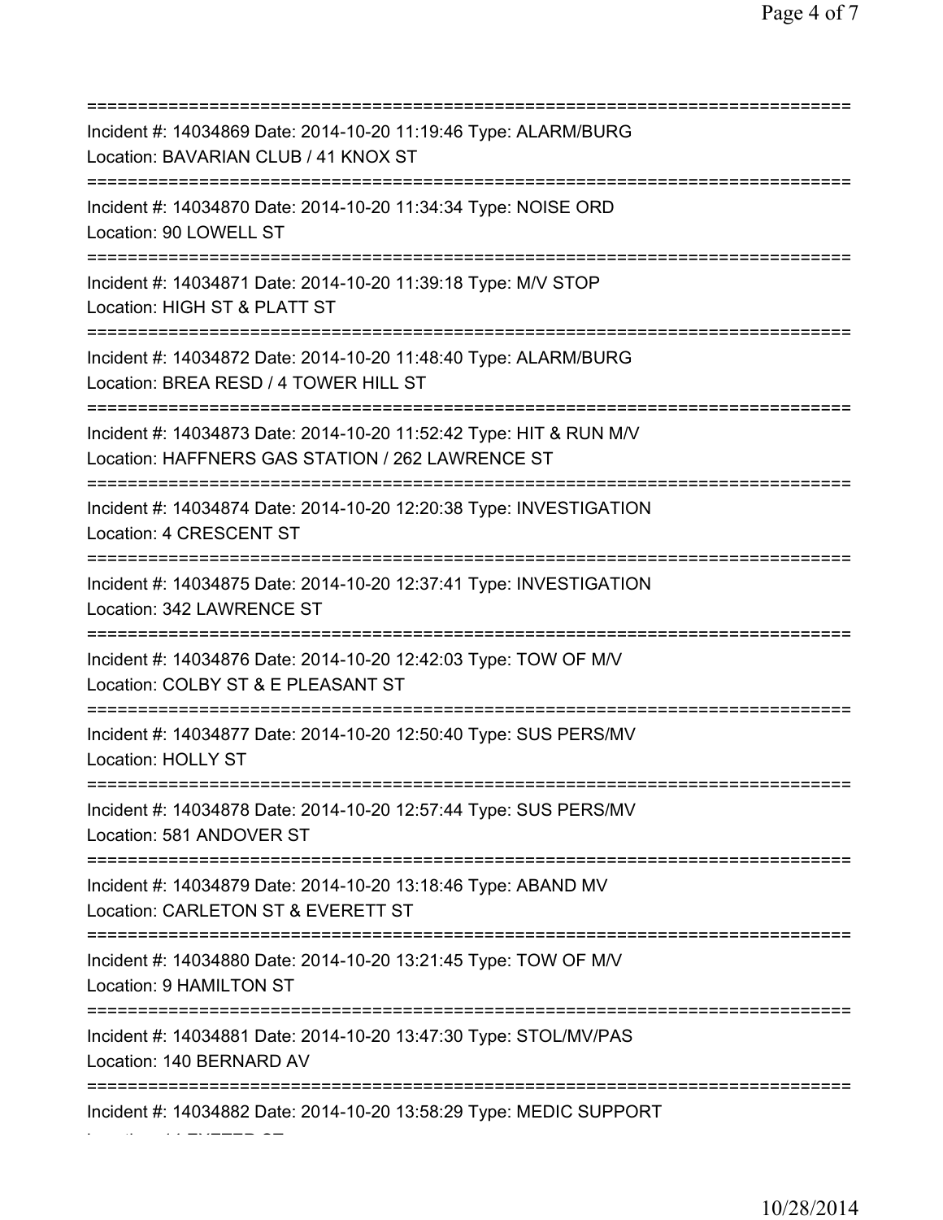===========================================================================
Incident #: 14034869 Date: 2014-10-20 11:19:46 Type: ALARM/BURG
Location: BAVARIAN CLUB / 41 KNOX ST
===========================================================================
Incident #: 14034870 Date: 2014-10-20 11:34:34 Type: NOISE ORD
Location: 90 LOWELL ST
===========================================================================
Incident #: 14034871 Date: 2014-10-20 11:39:18 Type: M/V STOP
Location: HIGH ST & PLATT ST
===========================================================================
Incident #: 14034872 Date: 2014-10-20 11:48:40 Type: ALARM/BURG
Location: BREA RESD / 4 TOWER HILL ST
===========================================================================
Incident #: 14034873 Date: 2014-10-20 11:52:42 Type: HIT & RUN M/V
Location: HAFFNERS GAS STATION / 262 LAWRENCE ST
===========================================================================
Incident #: 14034874 Date: 2014-10-20 12:20:38 Type: INVESTIGATION
Location: 4 CRESCENT ST
===========================================================================
Incident #: 14034875 Date: 2014-10-20 12:37:41 Type: INVESTIGATION
Location: 342 LAWRENCE ST
===========================================================================
Incident #: 14034876 Date: 2014-10-20 12:42:03 Type: TOW OF M/V
Location: COLBY ST & E PLEASANT ST
===========================================================================
Incident #: 14034877 Date: 2014-10-20 12:50:40 Type: SUS PERS/MV
Location: HOLLY ST
===========================================================================
Incident #: 14034878 Date: 2014-10-20 12:57:44 Type: SUS PERS/MV
Location: 581 ANDOVER ST
===========================================================================
Incident #: 14034879 Date: 2014-10-20 13:18:46 Type: ABAND MV
Location: CARLETON ST & EVERETT ST
===========================================================================
Incident #: 14034880 Date: 2014-10-20 13:21:45 Type: TOW OF M/V
Location: 9 HAMILTON ST
===========================================================================
Incident #: 14034881 Date: 2014-10-20 13:47:30 Type: STOL/MV/PAS
Location: 140 BERNARD AV
===========================================================================
Incident #: 14034882 Date: 2014-10-20 13:58:29 Type: MEDIC SUPPORT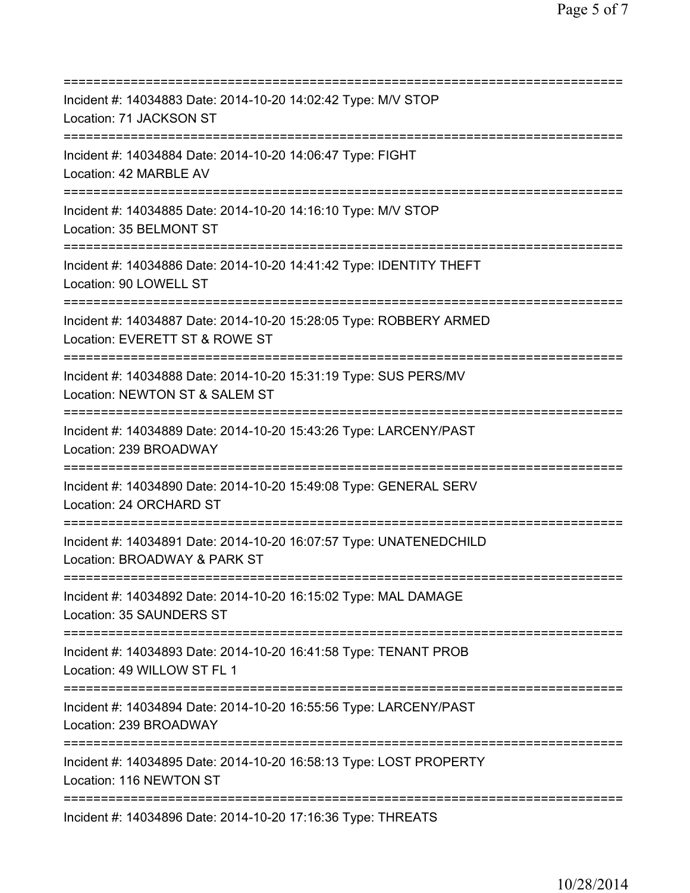===========================================================================
Incident #: 14034883 Date: 2014-10-20 14:02:42 Type: M/V STOP
Location: 71 JACKSON ST
===========================================================================
Incident #: 14034884 Date: 2014-10-20 14:06:47 Type: FIGHT
Location: 42 MARBLE AV
===========================================================================
Incident #: 14034885 Date: 2014-10-20 14:16:10 Type: M/V STOP
Location: 35 BELMONT ST
===========================================================================
Incident #: 14034886 Date: 2014-10-20 14:41:42 Type: IDENTITY THEFT
Location: 90 LOWELL ST
===========================================================================
Incident #: 14034887 Date: 2014-10-20 15:28:05 Type: ROBBERY ARMED
Location: EVERETT ST & ROWE ST
===========================================================================
Incident #: 14034888 Date: 2014-10-20 15:31:19 Type: SUS PERS/MV
Location: NEWTON ST & SALEM ST
===========================================================================
Incident #: 14034889 Date: 2014-10-20 15:43:26 Type: LARCENY/PAST
Location: 239 BROADWAY
===========================================================================
Incident #: 14034890 Date: 2014-10-20 15:49:08 Type: GENERAL SERV
Location: 24 ORCHARD ST
===========================================================================
Incident #: 14034891 Date: 2014-10-20 16:07:57 Type: UNATENEDCHILD
Location: BROADWAY & PARK ST
===========================================================================
Incident #: 14034892 Date: 2014-10-20 16:15:02 Type: MAL DAMAGE
Location: 35 SAUNDERS ST
===========================================================================
Incident #: 14034893 Date: 2014-10-20 16:41:58 Type: TENANT PROB
Location: 49 WILLOW ST FL 1
===========================================================================
Incident #: 14034894 Date: 2014-10-20 16:55:56 Type: LARCENY/PAST
Location: 239 BROADWAY
===========================================================================
Incident #: 14034895 Date: 2014-10-20 16:58:13 Type: LOST PROPERTY
Location: 116 NEWTON ST
===========================================================================
Incident #: 14034896 Date: 2014-10-20 17:16:36 Type: THREATS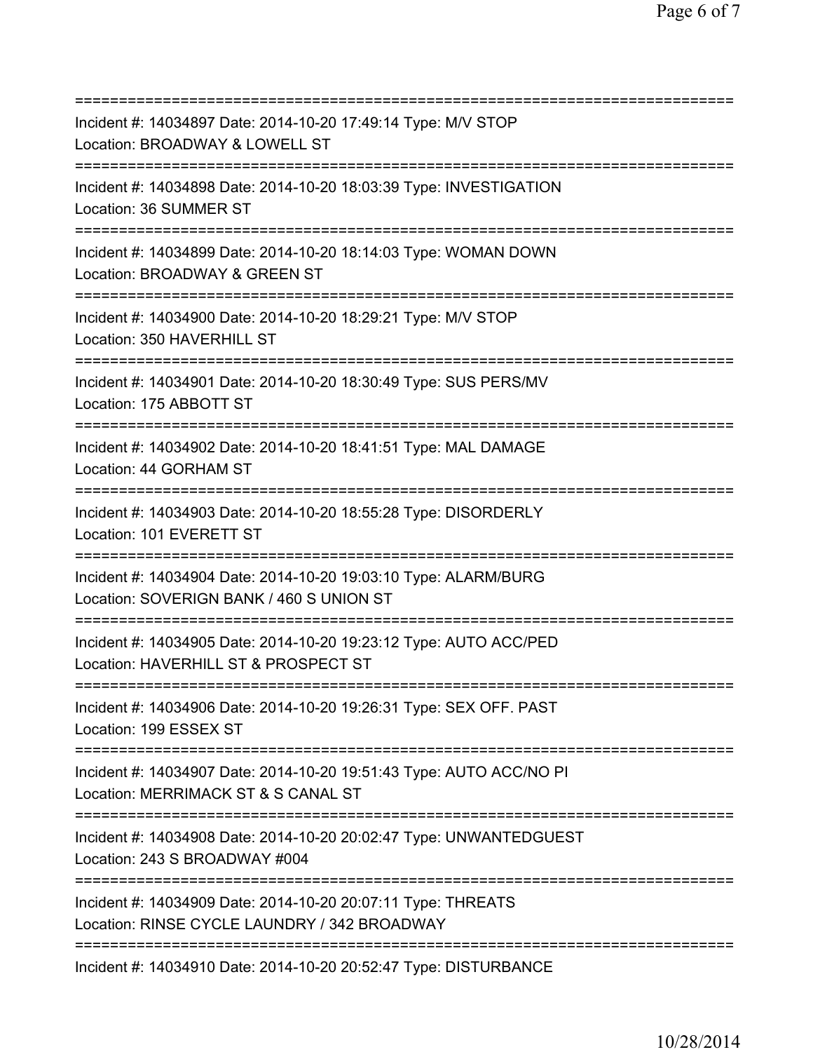===========================================================================
Incident #: 14034897 Date: 2014-10-20 17:49:14 Type: M/V STOP
Location: BROADWAY & LOWELL ST
===========================================================================
Incident #: 14034898 Date: 2014-10-20 18:03:39 Type: INVESTIGATION
Location: 36 SUMMER ST
===========================================================================
Incident #: 14034899 Date: 2014-10-20 18:14:03 Type: WOMAN DOWN
Location: BROADWAY & GREEN ST
===========================================================================
Incident #: 14034900 Date: 2014-10-20 18:29:21 Type: M/V STOP
Location: 350 HAVERHILL ST
===========================================================================
Incident #: 14034901 Date: 2014-10-20 18:30:49 Type: SUS PERS/MV
Location: 175 ABBOTT ST
===========================================================================
Incident #: 14034902 Date: 2014-10-20 18:41:51 Type: MAL DAMAGE
Location: 44 GORHAM ST
===========================================================================
Incident #: 14034903 Date: 2014-10-20 18:55:28 Type: DISORDERLY
Location: 101 EVERETT ST
===========================================================================
Incident #: 14034904 Date: 2014-10-20 19:03:10 Type: ALARM/BURG
Location: SOVERIGN BANK / 460 S UNION ST
===========================================================================
Incident #: 14034905 Date: 2014-10-20 19:23:12 Type: AUTO ACC/PED
Location: HAVERHILL ST & PROSPECT ST
===========================================================================
Incident #: 14034906 Date: 2014-10-20 19:26:31 Type: SEX OFF. PAST
Location: 199 ESSEX ST
===========================================================================
Incident #: 14034907 Date: 2014-10-20 19:51:43 Type: AUTO ACC/NO PI
Location: MERRIMACK ST & S CANAL ST
===========================================================================
Incident #: 14034908 Date: 2014-10-20 20:02:47 Type: UNWANTEDGUEST
Location: 243 S BROADWAY #004
===========================================================================
Incident #: 14034909 Date: 2014-10-20 20:07:11 Type: THREATS
Location: RINSE CYCLE LAUNDRY / 342 BROADWAY
===========================================================================
Incident #: 14034910 Date: 2014-10-20 20:52:47 Type: DISTURBANCE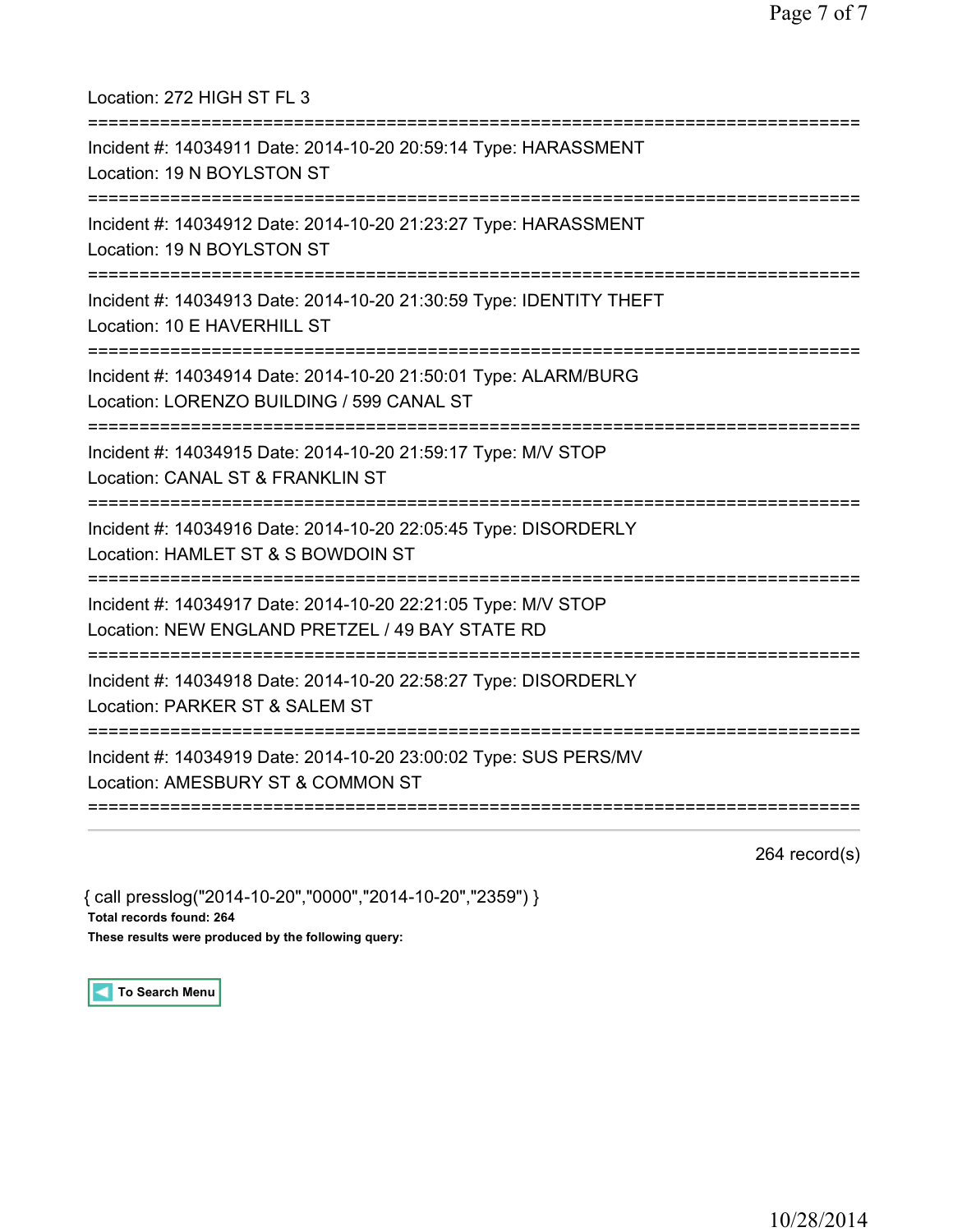Location: 272 HIGH ST FL 3

===========================================================================

Incident #: 14034911 Date: 2014-10-20 20:59:14 Type: HARASSMENT

Location: 19 N BOYLSTON ST

===========================================================================

Incident #: 14034912 Date: 2014-10-20 21:23:27 Type: HARASSMENT

Location: 19 N BOYLSTON ST

===========================================================================

Incident #: 14034913 Date: 2014-10-20 21:30:59 Type: IDENTITY THEFT

Location: 10 E HAVERHILL ST

===========================================================================

Incident #: 14034914 Date: 2014-10-20 21:50:01 Type: ALARM/BURG

Location: LORENZO BUILDING / 599 CANAL ST

===========================================================================

Incident #: 14034915 Date: 2014-10-20 21:59:17 Type: M/V STOP

Location: CANAL ST & FRANKLIN ST

===========================================================================

Incident #: 14034916 Date: 2014-10-20 22:05:45 Type: DISORDERLY

Location: HAMLET ST & S BOWDOIN ST

===========================================================================

Incident #: 14034917 Date: 2014-10-20 22:21:05 Type: M/V STOP

Location: NEW ENGLAND PRETZEL / 49 BAY STATE RD

===========================================================================

Incident #: 14034918 Date: 2014-10-20 22:58:27 Type: DISORDERLY

Location: PARKER ST & SALEM ST

===========================================================================

Incident #: 14034919 Date: 2014-10-20 23:00:02 Type: SUS PERS/MV

Location: AMESBURY ST & COMMON ST

===========================================================================

264 record(s)

{ call presslog("2014-10-20","0000","2014-10-20","2359") }

**Total records found: 264**

**These results were produced by the following query:**

To Search Menu